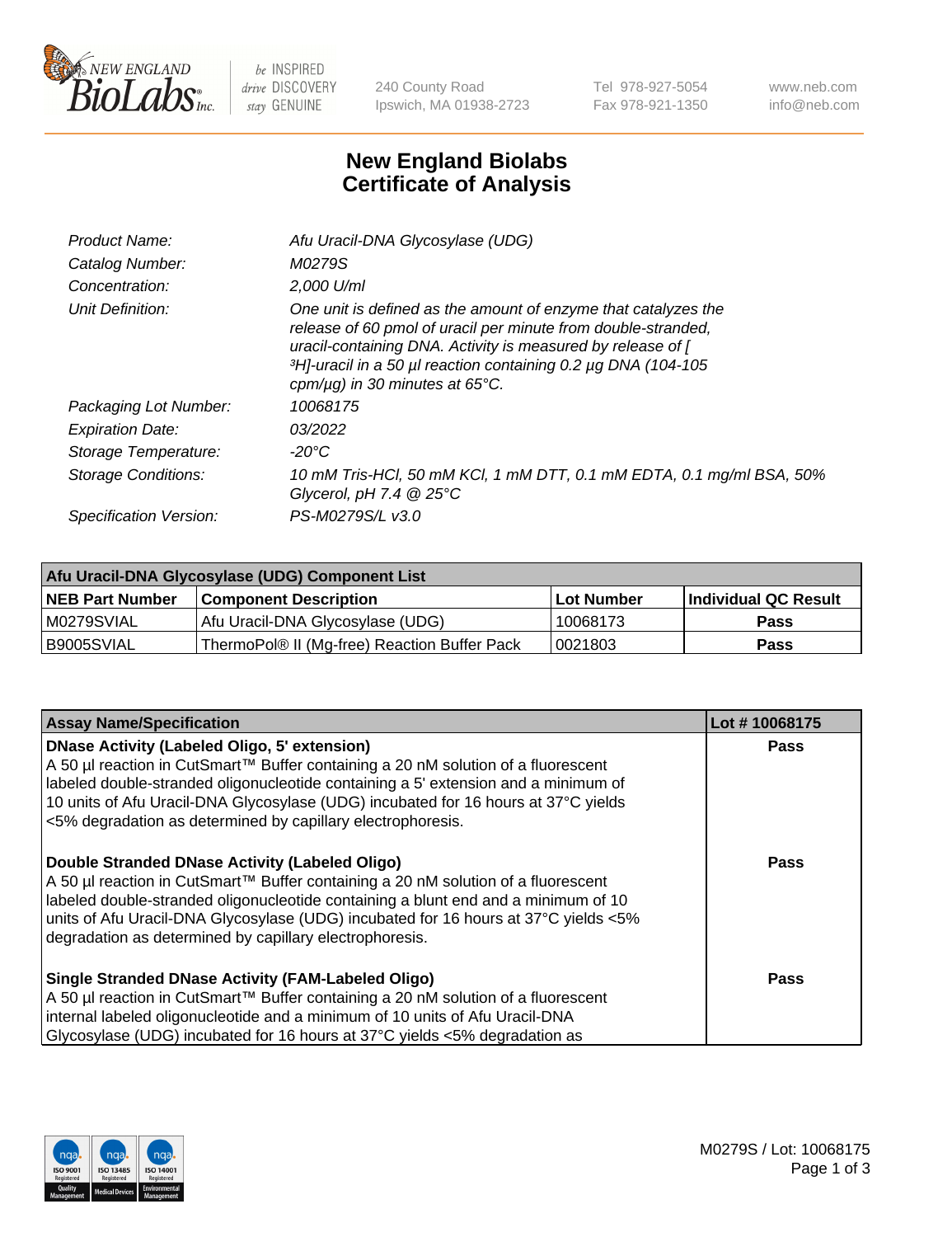# New England Biolabs Certificate of Analysis

| | |
|---|---|
| *Product Name:* | *Afu Uracil-DNA Glycosylase (UDG)* |
| *Catalog Number:* | *M0279S* |
| *Concentration:* | *2,000 U/ml* |
| *Unit Definition:* | *One unit is defined as the amount of enzyme that catalyzes the release of 60 pmol of uracil per minute from double-stranded, uracil-containing DNA. Activity is measured by release of [ $^3$H]-uracil in a 50 µl reaction containing 0.2 µg DNA (104-105 cpm/µg) in 30 minutes at 65°C.* |
| *Packaging Lot Number:* | *10068175* |
| *Expiration Date:* | *03/2022* |
| *Storage Temperature:* | *-20°C* |
| *Storage Conditions:* | *10 mM Tris-HCl, 50 mM KCl, 1 mM DTT, 0.1 mM EDTA, 0.1 mg/ml BSA, 50% Glycerol, pH 7.4 @ 25°C* |
| *Specification Version:* | *PS-M0279S/L v3.0* |

| Afu Uracil-DNA Glycosylase (UDG) Component List | | | |
|---|---|---|---|
| **NEB Part Number** | **Component Description** | **Lot Number** | **Individual QC Result** |
| M0279SVIAL | Afu Uracil-DNA Glycosylase (UDG) | 10068173 | **Pass** |
| B9005SVIAL | ThermoPol® II (Mg-free) Reaction Buffer Pack | 0021803 | **Pass** |

| Assay Name/Specification | Lot # 10068175 |
|---|---|
| **DNase Activity (Labeled Oligo, 5' extension)**<br>A 50 µl reaction in CutSmart™ Buffer containing a 20 nM solution of a fluorescent labeled double-stranded oligonucleotide containing a 5' extension and a minimum of 10 units of Afu Uracil-DNA Glycosylase (UDG) incubated for 16 hours at 37°C yields <5% degradation as determined by capillary electrophoresis. | **Pass** |
| **Double Stranded DNase Activity (Labeled Oligo)**<br>A 50 µl reaction in CutSmart™ Buffer containing a 20 nM solution of a fluorescent labeled double-stranded oligonucleotide containing a blunt end and a minimum of 10 units of Afu Uracil-DNA Glycosylase (UDG) incubated for 16 hours at 37°C yields <5% degradation as determined by capillary electrophoresis. | **Pass** |
| **Single Stranded DNase Activity (FAM-Labeled Oligo)**<br>A 50 µl reaction in CutSmart™ Buffer containing a 20 nM solution of a fluorescent internal labeled oligonucleotide and a minimum of 10 units of Afu Uracil-DNA Glycosylase (UDG) incubated for 16 hours at 37°C yields <5% degradation as | **Pass** |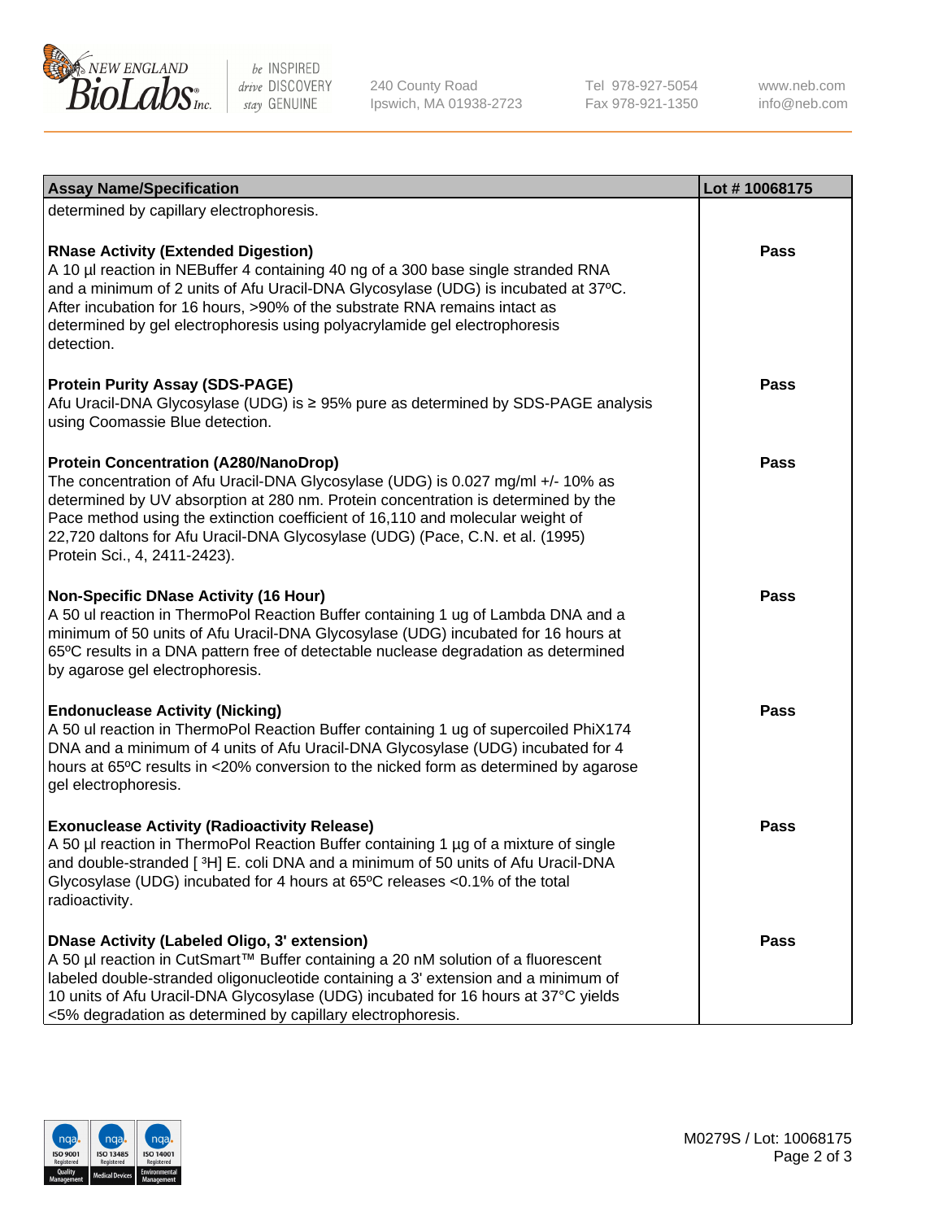| Assay Name/Specification | Lot # 10068175 |
|---|---|
| determined by capillary electrophoresis. | |
| **RNase Activity (Extended Digestion)**<br>A 10 µl reaction in NEBuffer 4 containing 40 ng of a 300 base single stranded RNA and a minimum of 2 units of Afu Uracil-DNA Glycosylase (UDG) is incubated at 37ºC. After incubation for 16 hours, >90% of the substrate RNA remains intact as determined by gel electrophoresis using polyacrylamide gel electrophoresis detection. | **Pass** |
| **Protein Purity Assay (SDS-PAGE)**<br>Afu Uracil-DNA Glycosylase (UDG) is ≥ 95% pure as determined by SDS-PAGE analysis using Coomassie Blue detection. | **Pass** |
| **Protein Concentration (A280/NanoDrop)**<br>The concentration of Afu Uracil-DNA Glycosylase (UDG) is 0.027 mg/ml +/- 10% as determined by UV absorption at 280 nm. Protein concentration is determined by the Pace method using the extinction coefficient of 16,110 and molecular weight of 22,720 daltons for Afu Uracil-DNA Glycosylase (UDG) (Pace, C.N. et al. (1995) Protein Sci., 4, 2411-2423). | **Pass** |
| **Non-Specific DNase Activity (16 Hour)**<br>A 50 ul reaction in ThermoPol Reaction Buffer containing 1 ug of Lambda DNA and a minimum of 50 units of Afu Uracil-DNA Glycosylase (UDG) incubated for 16 hours at 65ºC results in a DNA pattern free of detectable nuclease degradation as determined by agarose gel electrophoresis. | **Pass** |
| **Endonuclease Activity (Nicking)**<br>A 50 ul reaction in ThermoPol Reaction Buffer containing 1 ug of supercoiled PhiX174 DNA and a minimum of 4 units of Afu Uracil-DNA Glycosylase (UDG) incubated for 4 hours at 65ºC results in <20% conversion to the nicked form as determined by agarose gel electrophoresis. | **Pass** |
| **Exonuclease Activity (Radioactivity Release)**<br>A 50 µl reaction in ThermoPol Reaction Buffer containing 1 µg of a mixture of single and double-stranded [ $^{3}$H] E. coli DNA and a minimum of 50 units of Afu Uracil-DNA Glycosylase (UDG) incubated for 4 hours at 65ºC releases <0.1% of the total radioactivity. | **Pass** |
| **DNase Activity (Labeled Oligo, 3' extension)**<br>A 50 µl reaction in CutSmart™ Buffer containing a 20 nM solution of a fluorescent labeled double-stranded oligonucleotide containing a 3' extension and a minimum of 10 units of Afu Uracil-DNA Glycosylase (UDG) incubated for 16 hours at 37°C yields <5% degradation as determined by capillary electrophoresis. | **Pass** |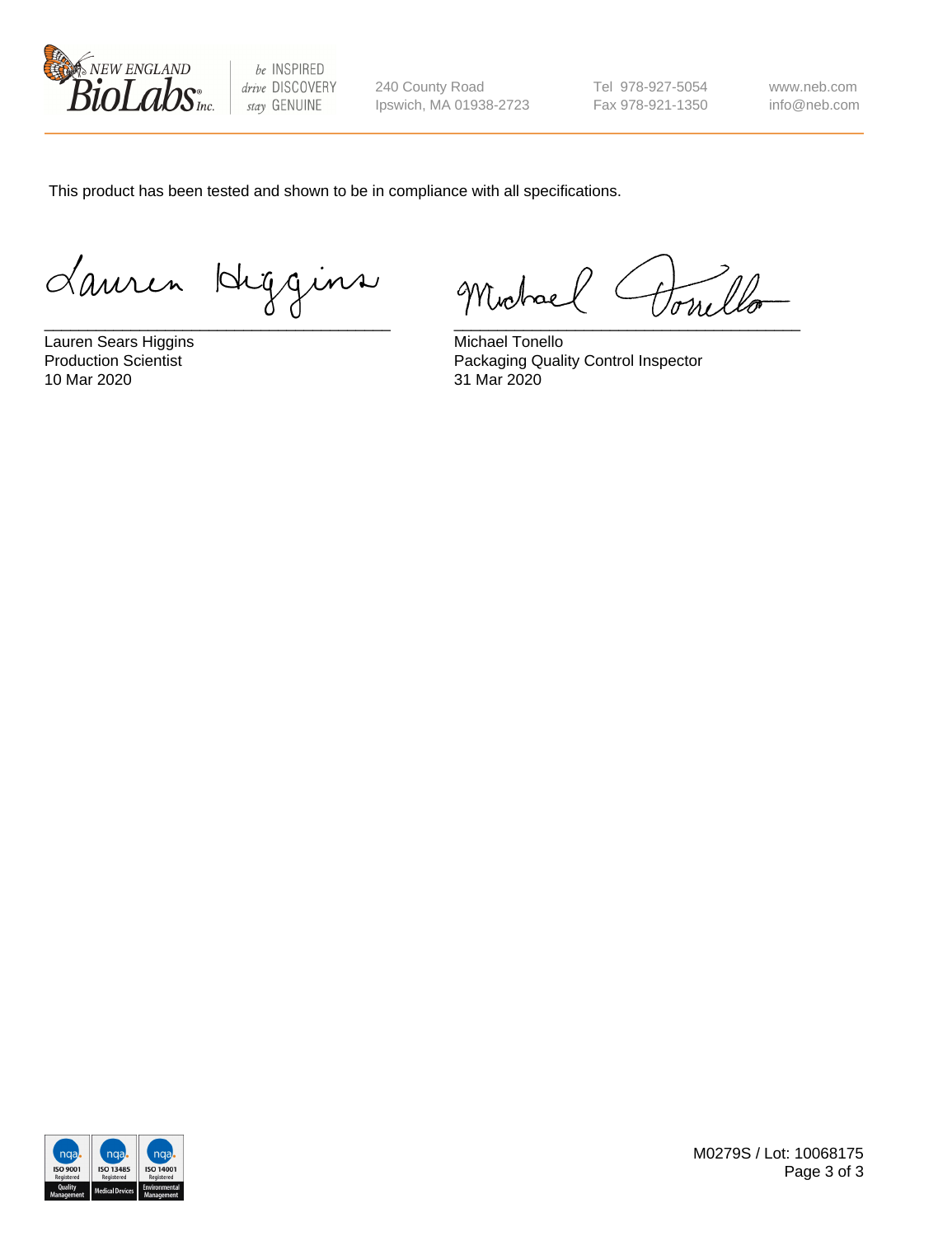This product has been tested and shown to be in compliance with all specifications.

Lauren Sears Higgins
Production Scientist
10 Mar 2020

Michael Tonello
Packaging Quality Control Inspector
31 Mar 2020

M0279S / Lot: 10068175